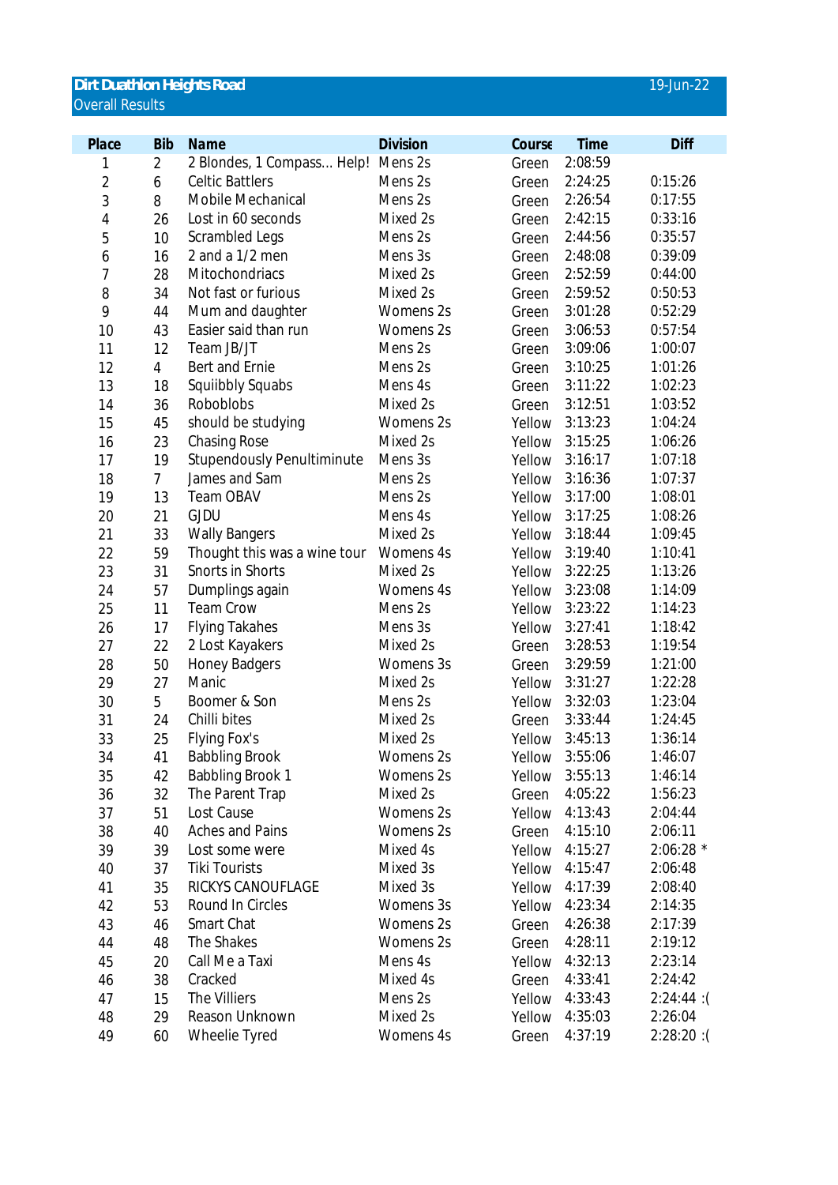**Dirt Duathlon Heights Road** 19-Jun-22
Overall Results

| Place | Bib | Name | Division | Course | Time | Diff |
|---|---|---|---|---|---|---|
| 1 | 2 | 2 Blondes, 1 Compass... Help! | Mens 2s | Green | 2:08:59 | |
| 2 | 6 | Celtic Battlers | Mens 2s | Green | 2:24:25 | 0:15:26 |
| 3 | 8 | Mobile Mechanical | Mens 2s | Green | 2:26:54 | 0:17:55 |
| 4 | 26 | Lost in 60 seconds | Mixed 2s | Green | 2:42:15 | 0:33:16 |
| 5 | 10 | Scrambled Legs | Mens 2s | Green | 2:44:56 | 0:35:57 |
| 6 | 16 | 2 and a 1/2 men | Mens 3s | Green | 2:48:08 | 0:39:09 |
| 7 | 28 | Mitochondriacs | Mixed 2s | Green | 2:52:59 | 0:44:00 |
| 8 | 34 | Not fast or furious | Mixed 2s | Green | 2:59:52 | 0:50:53 |
| 9 | 44 | Mum and daughter | Womens 2s | Green | 3:01:28 | 0:52:29 |
| 10 | 43 | Easier said than run | Womens 2s | Green | 3:06:53 | 0:57:54 |
| 11 | 12 | Team JB/JT | Mens 2s | Green | 3:09:06 | 1:00:07 |
| 12 | 4 | Bert and Ernie | Mens 2s | Green | 3:10:25 | 1:01:26 |
| 13 | 18 | Squiibbly Squabs | Mens 4s | Green | 3:11:22 | 1:02:23 |
| 14 | 36 | Roboblobs | Mixed 2s | Green | 3:12:51 | 1:03:52 |
| 15 | 45 | should be studying | Womens 2s | Yellow | 3:13:23 | 1:04:24 |
| 16 | 23 | Chasing Rose | Mixed 2s | Yellow | 3:15:25 | 1:06:26 |
| 17 | 19 | Stupendously Penultiminute | Mens 3s | Yellow | 3:16:17 | 1:07:18 |
| 18 | 7 | James and Sam | Mens 2s | Yellow | 3:16:36 | 1:07:37 |
| 19 | 13 | Team OBAV | Mens 2s | Yellow | 3:17:00 | 1:08:01 |
| 20 | 21 | GJDU | Mens 4s | Yellow | 3:17:25 | 1:08:26 |
| 21 | 33 | Wally Bangers | Mixed 2s | Yellow | 3:18:44 | 1:09:45 |
| 22 | 59 | Thought this was a wine tour | Womens 4s | Yellow | 3:19:40 | 1:10:41 |
| 23 | 31 | Snorts in Shorts | Mixed 2s | Yellow | 3:22:25 | 1:13:26 |
| 24 | 57 | Dumplings again | Womens 4s | Yellow | 3:23:08 | 1:14:09 |
| 25 | 11 | Team Crow | Mens 2s | Yellow | 3:23:22 | 1:14:23 |
| 26 | 17 | Flying Takahes | Mens 3s | Yellow | 3:27:41 | 1:18:42 |
| 27 | 22 | 2 Lost Kayakers | Mixed 2s | Green | 3:28:53 | 1:19:54 |
| 28 | 50 | Honey Badgers | Womens 3s | Green | 3:29:59 | 1:21:00 |
| 29 | 27 | Manic | Mixed 2s | Yellow | 3:31:27 | 1:22:28 |
| 30 | 5 | Boomer & Son | Mens 2s | Yellow | 3:32:03 | 1:23:04 |
| 31 | 24 | Chilli bites | Mixed 2s | Green | 3:33:44 | 1:24:45 |
| 33 | 25 | Flying Fox's | Mixed 2s | Yellow | 3:45:13 | 1:36:14 |
| 34 | 41 | Babbling Brook | Womens 2s | Yellow | 3:55:06 | 1:46:07 |
| 35 | 42 | Babbling Brook 1 | Womens 2s | Yellow | 3:55:13 | 1:46:14 |
| 36 | 32 | The Parent Trap | Mixed 2s | Green | 4:05:22 | 1:56:23 |
| 37 | 51 | Lost Cause | Womens 2s | Yellow | 4:13:43 | 2:04:44 |
| 38 | 40 | Aches and Pains | Womens 2s | Green | 4:15:10 | 2:06:11 |
| 39 | 39 | Lost some were | Mixed 4s | Yellow | 4:15:27 | 2:06:28 * |
| 40 | 37 | Tiki Tourists | Mixed 3s | Yellow | 4:15:47 | 2:06:48 |
| 41 | 35 | RICKYS CANOUFLAGE | Mixed 3s | Yellow | 4:17:39 | 2:08:40 |
| 42 | 53 | Round In Circles | Womens 3s | Yellow | 4:23:34 | 2:14:35 |
| 43 | 46 | Smart Chat | Womens 2s | Green | 4:26:38 | 2:17:39 |
| 44 | 48 | The Shakes | Womens 2s | Green | 4:28:11 | 2:19:12 |
| 45 | 20 | Call Me a Taxi | Mens 4s | Yellow | 4:32:13 | 2:23:14 |
| 46 | 38 | Cracked | Mixed 4s | Green | 4:33:41 | 2:24:42 |
| 47 | 15 | The Villiers | Mens 2s | Yellow | 4:33:43 | 2:24:44 :( |
| 48 | 29 | Reason Unknown | Mixed 2s | Yellow | 4:35:03 | 2:26:04 |
| 49 | 60 | Wheelie Tyred | Womens 4s | Green | 4:37:19 | 2:28:20 :( |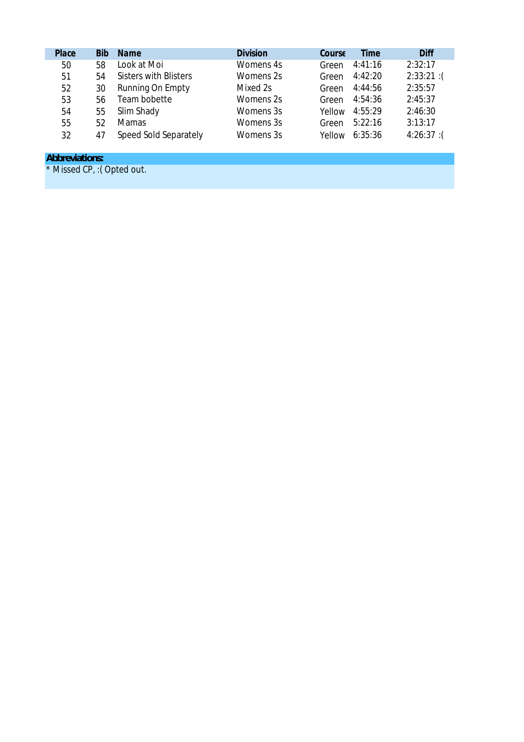| Place | Bib | Name | Division | Course | Time | Diff |
|---|---|---|---|---|---|---|
| 50 | 58 | Look at Moi | Womens 4s | Green | 4:41:16 | 2:32:17 |
| 51 | 54 | Sisters with Blisters | Womens 2s | Green | 4:42:20 | 2:33:21 :( |
| 52 | 30 | Running On Empty | Mixed 2s | Green | 4:44:56 | 2:35:57 |
| 53 | 56 | Team bobette | Womens 2s | Green | 4:54:36 | 2:45:37 |
| 54 | 55 | Slim Shady | Womens 3s | Yellow | 4:55:29 | 2:46:30 |
| 55 | 52 | Mamas | Womens 3s | Green | 5:22:16 | 3:13:17 |
| 32 | 47 | Speed Sold Separately | Womens 3s | Yellow | 6:35:36 | 4:26:37 :( |

**Abbreviations:**

* Missed CP, :( Opted out.